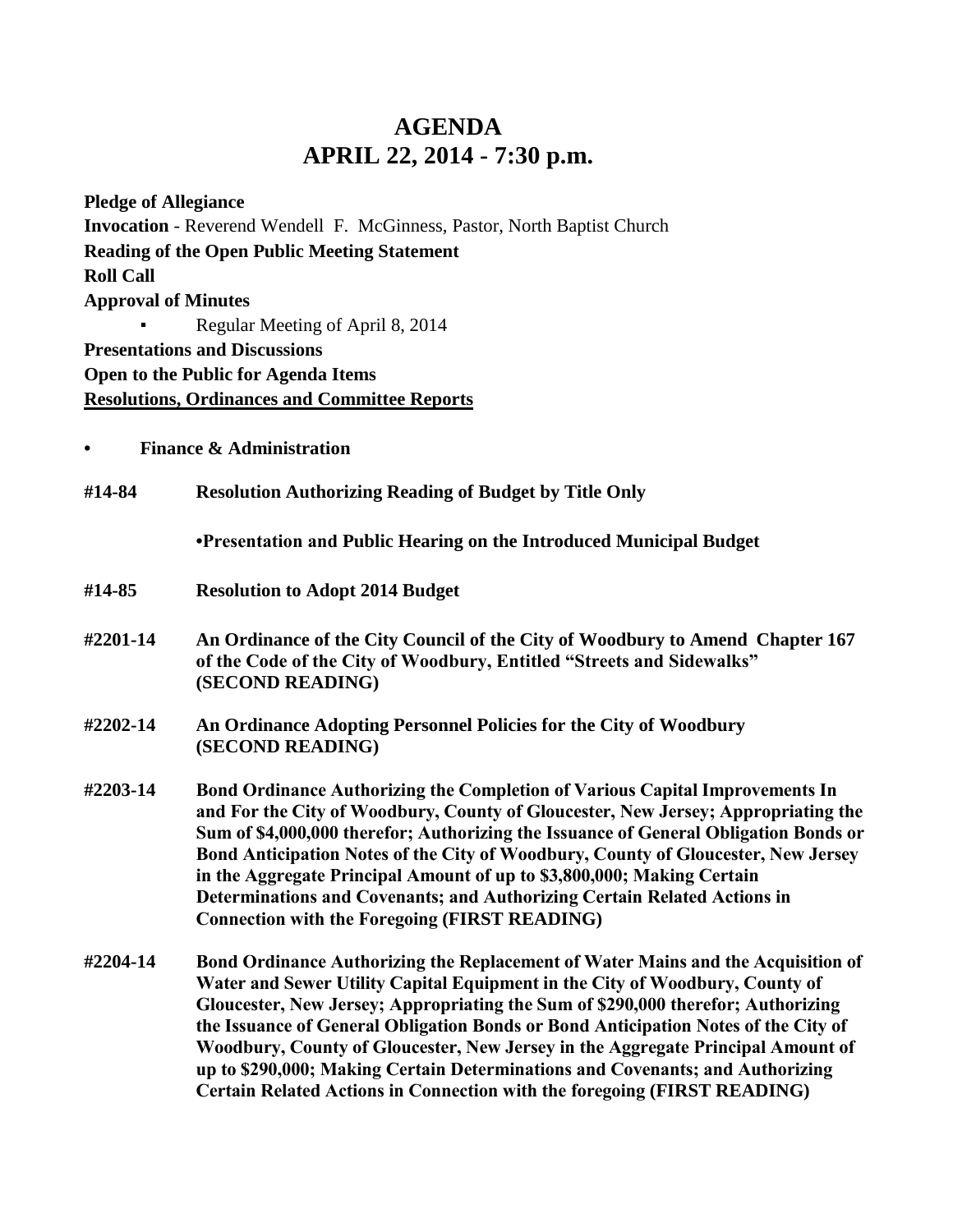# AGENDA
# APRIL 22, 2014 - 7:30 p.m.

**Pledge of Allegiance**
**Invocation** - Reverend Wendell F. McGinness, Pastor, North Baptist Church
**Reading of the Open Public Meeting Statement**
**Roll Call**
**Approval of Minutes**

- Regular Meeting of April 8, 2014

**Presentations and Discussions**
**Open to the Public for Agenda Items**
**Resolutions, Ordinances and Committee Reports**

- **Finance & Administration**

**#14-84** **Resolution Authorizing Reading of Budget by Title Only**

**•Presentation and Public Hearing on the Introduced Municipal Budget**

**#14-85** **Resolution to Adopt 2014 Budget**

**#2201-14** **An Ordinance of the City Council of the City of Woodbury to Amend Chapter 167 of the Code of the City of Woodbury, Entitled "Streets and Sidewalks" (SECOND READING)**

**#2202-14** **An Ordinance Adopting Personnel Policies for the City of Woodbury (SECOND READING)**

**#2203-14** **Bond Ordinance Authorizing the Completion of Various Capital Improvements In and For the City of Woodbury, County of Gloucester, New Jersey; Appropriating the Sum of $4,000,000 therefor; Authorizing the Issuance of General Obligation Bonds or Bond Anticipation Notes of the City of Woodbury, County of Gloucester, New Jersey in the Aggregate Principal Amount of up to $3,800,000; Making Certain Determinations and Covenants; and Authorizing Certain Related Actions in Connection with the Foregoing (FIRST READING)**

**#2204-14** **Bond Ordinance Authorizing the Replacement of Water Mains and the Acquisition of Water and Sewer Utility Capital Equipment in the City of Woodbury, County of Gloucester, New Jersey; Appropriating the Sum of $290,000 therefor; Authorizing the Issuance of General Obligation Bonds or Bond Anticipation Notes of the City of Woodbury, County of Gloucester, New Jersey in the Aggregate Principal Amount of up to $290,000; Making Certain Determinations and Covenants; and Authorizing Certain Related Actions in Connection with the foregoing (FIRST READING)**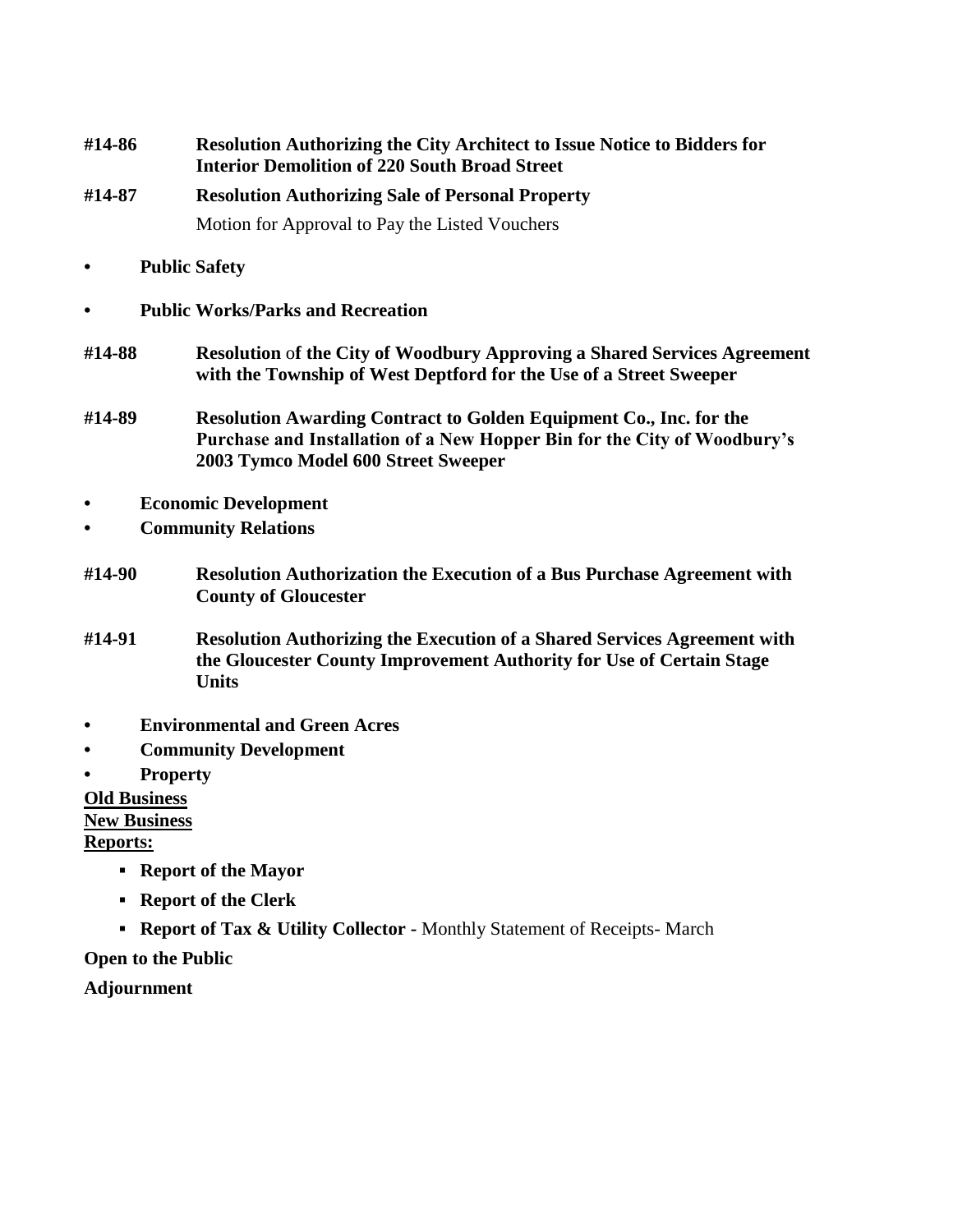**#14-86 Resolution Authorizing the City Architect to Issue Notice to Bidders for Interior Demolition of 220 South Broad Street**

**#14-87 Resolution Authorizing Sale of Personal Property**

Motion for Approval to Pay the Listed Vouchers

- **Public Safety**

- **Public Works/Parks and Recreation**

**#14-88 Resolution** of **the City of Woodbury Approving a Shared Services Agreement with the Township of West Deptford for the Use of a Street Sweeper**

**#14-89 Resolution Awarding Contract to Golden Equipment Co., Inc. for the Purchase and Installation of a New Hopper Bin for the City of Woodbury's 2003 Tymco Model 600 Street Sweeper**

- **Economic Development**
- **Community Relations**

**#14-90 Resolution Authorization the Execution of a Bus Purchase Agreement with County of Gloucester**

**#14-91 Resolution Authorizing the Execution of a Shared Services Agreement with the Gloucester County Improvement Authority for Use of Certain Stage Units**

- **Environmental and Green Acres**
- **Community Development**
- **Property**

**Old Business**

**New Business**

**Reports:**

- **Report of the Mayor**
- **Report of the Clerk**
- **Report of Tax & Utility Collector -** Monthly Statement of Receipts- March

**Open to the Public**

**Adjournment**